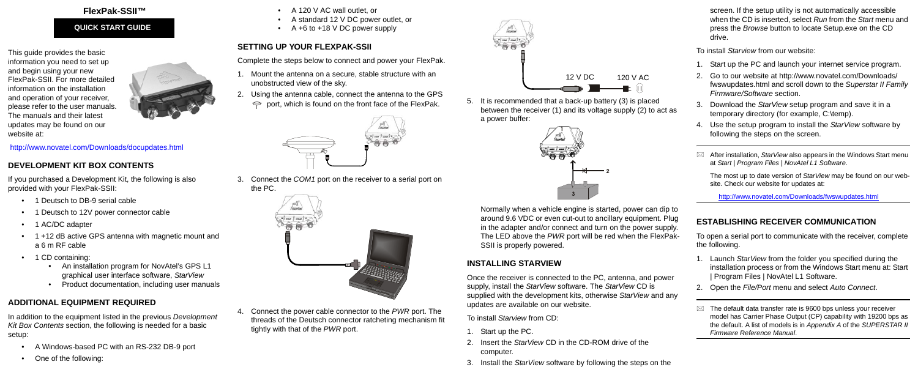# FlexPak-SSII™

**QUICK START GUIDE**

This guide provides the basic information you need to set up and begin using your new FlexPak-SSII. For more detailed information on the installation and operation of your receiver, please refer to the user manuals. The manuals and their latest updates may be found on our website at:

http://www.novatel.com/Downloads/docupdates.html

## DEVELOPMENT KIT BOX CONTENTS

If you purchased a Development Kit, the following is also provided with your FlexPak-SSII:

- 1 Deutsch to DB-9 serial cable
- 1 Deutsch to 12V power connector cable
- 1 AC/DC adapter
- 1 +12 dB active GPS antenna with magnetic mount and a 6 m RF cable
- 1 CD containing:
    - An installation program for NovAtel's GPS L1 graphical user interface software, *StarView*
    - Product documentation, including user manuals

## ADDITIONAL EQUIPMENT REQUIRED

In addition to the equipment listed in the previous *Development Kit Box Contents* section, the following is needed for a basic setup:

- A Windows-based PC with an RS-232 DB-9 port
- One of the following:
    - A 120 V AC wall outlet, or
    - A standard 12 V DC power outlet, or
    - A +6 to +18 V DC power supply

## SETTING UP YOUR FLEXPAK-SSII

Complete the steps below to connect and power your FlexPak.

1. Mount the antenna on a secure, stable structure with an unobstructed view of the sky.
2. Using the antenna cable, connect the antenna to the GPS port, which is found on the front face of the FlexPak.
3. Connect the *COM1* port on the receiver to a serial port on the PC.
4. Connect the power cable connector to the *PWR* port. The threads of the Deutsch connector ratcheting mechanism fit tightly with that of the *PWR* port.

12 V DC 120 V AC

5. It is recommended that a back-up battery (3) is placed between the receiver (1) and its voltage supply (2) to act as a power buffer:

Normally when a vehicle engine is started, power can dip to around 9.6 VDC or even cut-out to ancillary equipment. Plug in the adapter and/or connect and turn on the power supply. The LED above the *PWR* port will be red when the FlexPak-SSII is properly powered.

## INSTALLING STARVIEW

Once the receiver is connected to the PC, antenna, and power supply, install the *StarView* software. The *StarView* CD is supplied with the development kits, otherwise *StarView* and any updates are available on our website.

To install *Starview* from CD:

1. Start up the PC.
2. Insert the *StarView* CD in the CD-ROM drive of the computer.
3. Install the *StarView* software by following the steps on the screen. If the setup utility is not automatically accessible when the CD is inserted, select *Run* from the *Start* menu and press the *Browse* button to locate Setup.exe on the CD drive.

To install *Starview* from our website:

1. Start up the PC and launch your internet service program.
2. Go to our website at http://www.novatel.com/Downloads/fwswupdates.html and scroll down to the *Superstar II Family Firmware/Software* section.
3. Download the *StarView* setup program and save it in a temporary directory (for example, C:\temp).
4. Use the setup program to install the *StarView* software by following the steps on the screen.

After installation, *StarView* also appears in the Windows Start menu at *Start | Program Files | NovAtel L1 Software*.

The most up to date version of *StarView* may be found on our website. Check our website for updates at:

http://www.novatel.com/Downloads/fwswupdates.html

## ESTABLISHING RECEIVER COMMUNICATION

To open a serial port to communicate with the receiver, complete the following.

1. Launch *StarView* from the folder you specified during the installation process or from the Windows Start menu at: Start | Program Files | NovAtel L1 Software.
2. Open the *File/Port* menu and select *Auto Connect*.

The default data transfer rate is 9600 bps unless your receiver model has Carrier Phase Output (CP) capability with 19200 bps as the default. A list of models is in *Appendix A* of the *SUPERSTAR II Firmware Reference Manual*.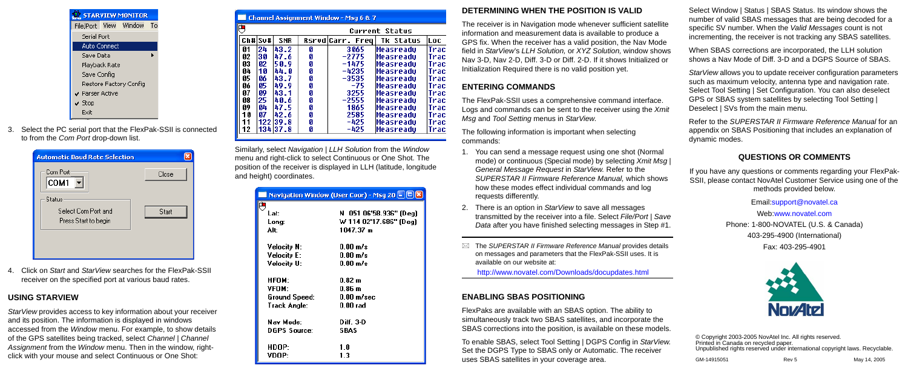STARVIEW MONITOR

File/Port View Window To

- Serial Port
- Auto Connect
- Save Data
- Playback Rate
- Save Config
- Restore Factory Config
- ✓ Parser Active
- ✓ Stop
- Exit

3. Select the PC serial port that the FlexPak-SSII is connected to from the *Com Port* drop-down list.

Automatic Baud Rate Selection

Com Port: COM1 — Close

Status: Select Com Port and Press Start to begin — Start

4. Click on *Start* and *StarView* searches for the FlexPak-SSII receiver on the specified port at various baud rates.

## USING STARVIEW

*StarView* provides access to key information about your receiver and its position. The information is displayed in windows accessed from the *Window* menu. For example, to show details of the GPS satellites being tracked, select *Channel | Channel Assignment* from the *Window* menu. Then in the window, right-click with your mouse and select Continuous or One Shot:

Channel Assignment Window - Msg 6 & 7

Current Status

| Ch# | SV# | SNR | Rsrvd | Carr. Freq | Tk Status | Loc |
|---|---|---|---|---|---|---|
| 01 | 24 | 43.2 | 0 | 3065 | Measready | Trac |
| 02 | 30 | 47.6 | 0 | -2775 | Measready | Trac |
| 03 | 02 | 50.9 | 0 | -1475 | Measready | Trac |
| 04 | 10 | 44.0 | 0 | -4235 | Measready | Trac |
| 05 | 06 | 43.7 | 0 | -3535 | Measready | Trac |
| 06 | 05 | 49.9 | 0 | -75 | Measready | Trac |
| 07 | 09 | 43.1 | 0 | 3255 | Measready | Trac |
| 08 | 25 | 40.6 | 0 | -2555 | Measready | Trac |
| 09 | 04 | 47.5 | 0 | 1865 | Measready | Trac |
| 10 | 07 | 42.6 | 0 | 2585 | Measready | Trac |
| 11 | 122 | 39.8 | 0 | -425 | Measready | Trac |
| 12 | 134 | 37.8 | 0 | -425 | Measready | Trac |

Similarly, select *Navigation | LLH Solution* from the *Window* menu and right-click to select Continuous or One Shot. The position of the receiver is displayed in LLH (latitude, longitude and height) coordinates.

Navigation Window (User Coor) - Msg 20

| | |
|---|---|
| Lat: | N 051 06'58.936" (Deg) |
| Long: | W 114 02'17.686" (Deg) |
| Alt: | 1047.37 m |
| Velocity N: | 0.00 m/s |
| Velocity E: | 0.00 m/s |
| Velocity U: | 0.00 m/s |
| HFOM: | 0.82 m |
| VFOM: | 0.86 m |
| Ground Speed: | 0.00 m/sec |
| Track Angle: | 0.00 rad |
| Nav Mode: | Diff. 3-D |
| DGPS Source: | SBAS |
| HDOP: | 1.0 |
| VDOP: | 1.3 |

## DETERMINING WHEN THE POSITION IS VALID

The receiver is in Navigation mode whenever sufficient satellite information and measurement data is available to produce a GPS fix. When the receiver has a valid position, the Nav Mode field in *StarView*'s *LLH Solution*, or *XYZ Solution*, window shows Nav 3-D, Nav 2-D, Diff. 3-D or Diff. 2-D. If it shows Initialized or Initialization Required there is no valid position yet.

## ENTERING COMMANDS

The FlexPak-SSII uses a comprehensive command interface. Logs and commands can be sent to the receiver using the *Xmit Msg* and *Tool Setting* menus in *StarView.*

The following information is important when selecting commands:

1. You can send a message request using one shot (Normal mode) or continuous (Special mode) by selecting *Xmit Msg | General Message Request* in *StarView.* Refer to the *SUPERSTAR II Firmware Reference Manual*, which shows how these modes effect individual commands and log requests differently.
2. There is an option in *StarView* to save all messages transmitted by the receiver into a file. Select *File/Port | Save Data* after you have finished selecting messages in Step #1.

The *SUPERSTAR II Firmware Reference Manual* provides details on messages and parameters that the FlexPak-SSII uses. It is available on our website at:

http://www.novatel.com/Downloads/docupdates.html

## ENABLING SBAS POSITIONING

FlexPaks are available with an SBAS option. The ability to simultaneously track two SBAS satellites, and incorporate the SBAS corrections into the position, is available on these models.

To enable SBAS, select Tool Setting | DGPS Config in *StarView.* Set the DGPS Type to SBAS only or Automatic. The receiver uses SBAS satellites in your coverage area.

Select Window | Status | SBAS Status. Its window shows the number of valid SBAS messages that are being decoded for a specific SV number. When the *Valid Messages* count is not incrementing, the receiver is not tracking any SBAS satellites.

When SBAS corrections are incorporated, the LLH solution shows a Nav Mode of Diff. 3-D and a DGPS Source of SBAS.

*StarView* allows you to update receiver configuration parameters such as maximum velocity, antenna type and navigation rate. Select Tool Setting | Set Configuration. You can also deselect GPS or SBAS system satellites by selecting Tool Setting | Deselect | SVs from the main menu.

Refer to the *SUPERSTAR II Firmware Reference Manual* for an appendix on SBAS Positioning that includes an explanation of dynamic modes.

## QUESTIONS OR COMMENTS

If you have any questions or comments regarding your FlexPak-SSII, please contact NovAtel Customer Service using one of the methods provided below.

Email:support@novatel.ca

Web:www.novatel.com

Phone: 1-800-NOVATEL (U.S. & Canada)

403-295-4900 (International)

Fax: 403-295-4901

NovAtel

© Copyright 2003-2005 NovAtel Inc. All rights reserved.
Printed in Canada on recycled paper.
Unpublished rights reserved under international copyright laws. Recyclable.

GM-14915051 Rev 5 May 14, 2005